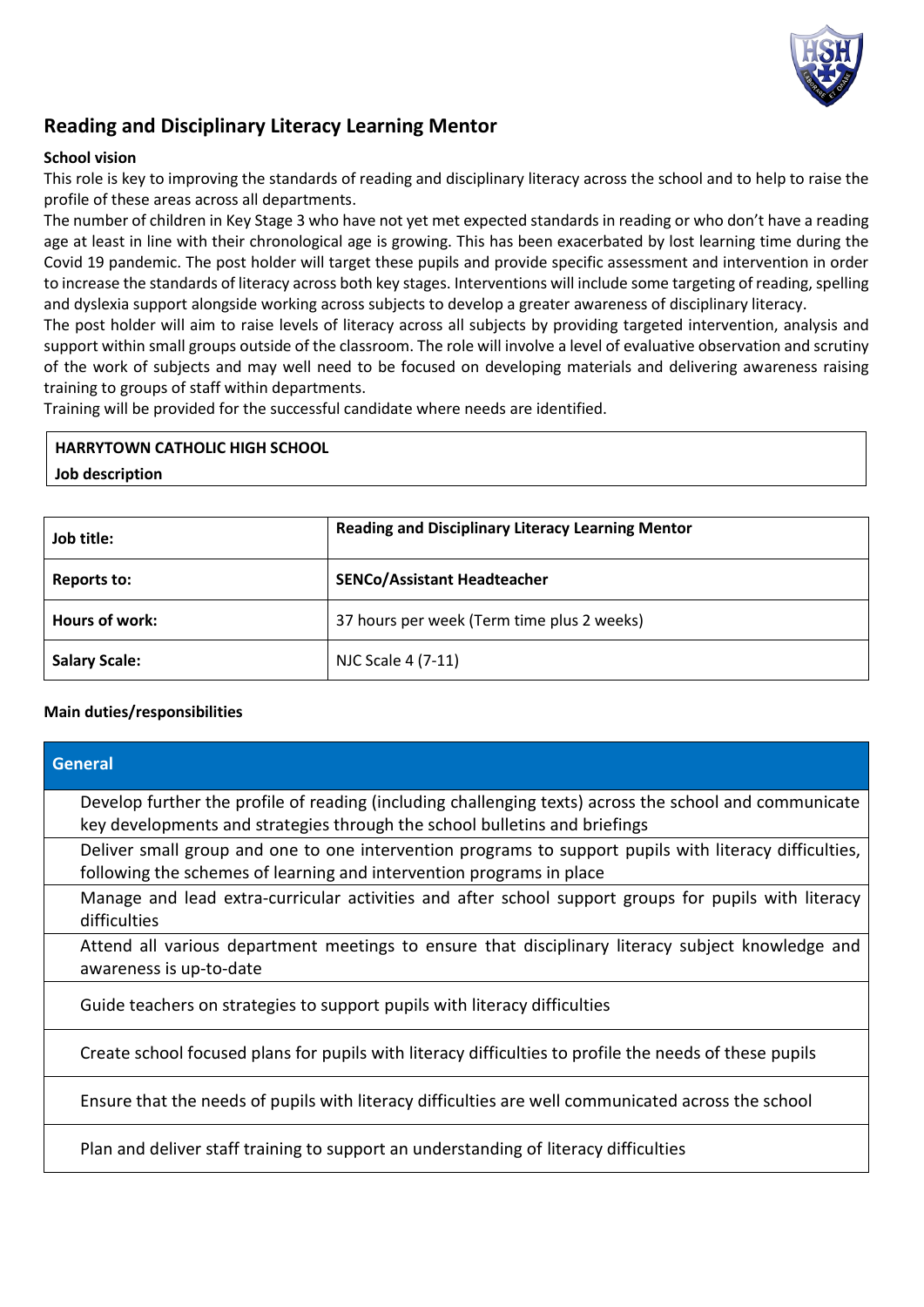# Reading and Disciplinary Literacy Learning Mentor

**School vision**

This role is key to improving the standards of reading and disciplinary literacy across the school and to help to raise the profile of these areas across all departments.

The number of children in Key Stage 3 who have not yet met expected standards in reading or who don't have a reading age at least in line with their chronological age is growing. This has been exacerbated by lost learning time during the Covid 19 pandemic. The post holder will target these pupils and provide specific assessment and intervention in order to increase the standards of literacy across both key stages. Interventions will include some targeting of reading, spelling and dyslexia support alongside working across subjects to develop a greater awareness of disciplinary literacy.

The post holder will aim to raise levels of literacy across all subjects by providing targeted intervention, analysis and support within small groups outside of the classroom. The role will involve a level of evaluative observation and scrutiny of the work of subjects and may well need to be focused on developing materials and delivering awareness raising training to groups of staff within departments.

Training will be provided for the successful candidate where needs are identified.

**HARRYTOWN CATHOLIC HIGH SCHOOL**

**Job description**

| **Job title:** | **Reading and Disciplinary Literacy Learning Mentor** |
|---|---|
| **Reports to:** | **SENCo/Assistant Headteacher** |
| **Hours of work:** | 37 hours per week (Term time plus 2 weeks) |
| **Salary Scale:** | NJC Scale 4 (7-11) |

**Main duties/responsibilities**

| **General** |
|---|
| Develop further the profile of reading (including challenging texts) across the school and communicate key developments and strategies through the school bulletins and briefings |
| Deliver small group and one to one intervention programs to support pupils with literacy difficulties, following the schemes of learning and intervention programs in place |
| Manage and lead extra-curricular activities and after school support groups for pupils with literacy difficulties |
| Attend all various department meetings to ensure that disciplinary literacy subject knowledge and awareness is up-to-date |
| Guide teachers on strategies to support pupils with literacy difficulties |
| Create school focused plans for pupils with literacy difficulties to profile the needs of these pupils |
| Ensure that the needs of pupils with literacy difficulties are well communicated across the school |
| Plan and deliver staff training to support an understanding of literacy difficulties |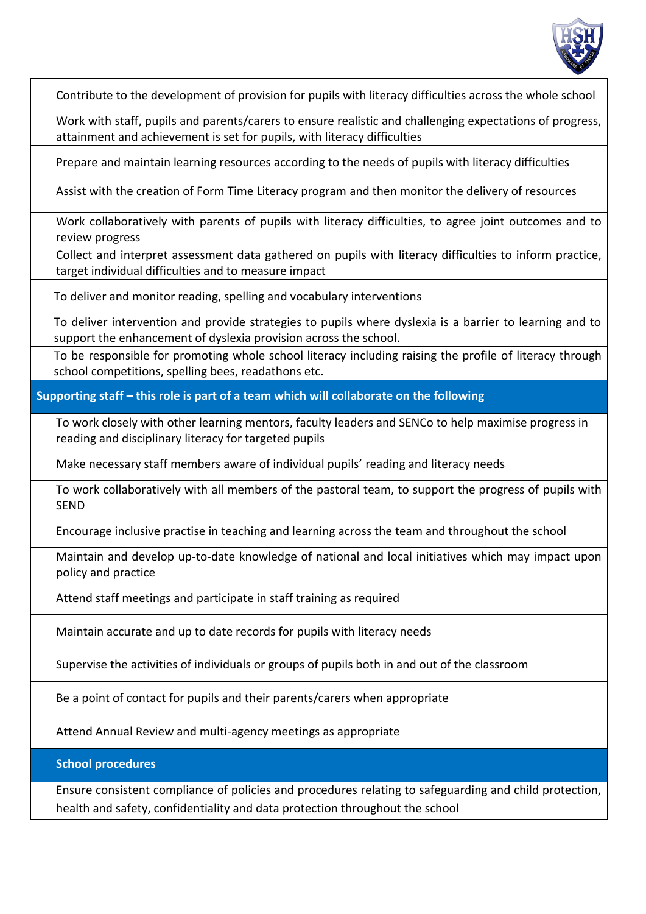| |
|---|
| Contribute to the development of provision for pupils with literacy difficulties across the whole school |
| Work with staff, pupils and parents/carers to ensure realistic and challenging expectations of progress, attainment and achievement is set for pupils, with literacy difficulties |
| Prepare and maintain learning resources according to the needs of pupils with literacy difficulties |
| Assist with the creation of Form Time Literacy program and then monitor the delivery of resources |
| Work collaboratively with parents of pupils with literacy difficulties, to agree joint outcomes and to review progress |
| Collect and interpret assessment data gathered on pupils with literacy difficulties to inform practice, target individual difficulties and to measure impact |
| To deliver and monitor reading, spelling and vocabulary interventions |
| To deliver intervention and provide strategies to pupils where dyslexia is a barrier to learning and to support the enhancement of dyslexia provision across the school. |
| To be responsible for promoting whole school literacy including raising the profile of literacy through school competitions, spelling bees, readathons etc. |
| **Supporting staff – this role is part of a team which will collaborate on the following** |
| To work closely with other learning mentors, faculty leaders and SENCo to help maximise progress in reading and disciplinary literacy for targeted pupils |
| Make necessary staff members aware of individual pupils' reading and literacy needs |
| To work collaboratively with all members of the pastoral team, to support the progress of pupils with SEND |
| Encourage inclusive practise in teaching and learning across the team and throughout the school |
| Maintain and develop up-to-date knowledge of national and local initiatives which may impact upon policy and practice |
| Attend staff meetings and participate in staff training as required |
| Maintain accurate and up to date records for pupils with literacy needs |
| Supervise the activities of individuals or groups of pupils both in and out of the classroom |
| Be a point of contact for pupils and their parents/carers when appropriate |
| Attend Annual Review and multi-agency meetings as appropriate |
| **School procedures** |
| Ensure consistent compliance of policies and procedures relating to safeguarding and child protection, health and safety, confidentiality and data protection throughout the school |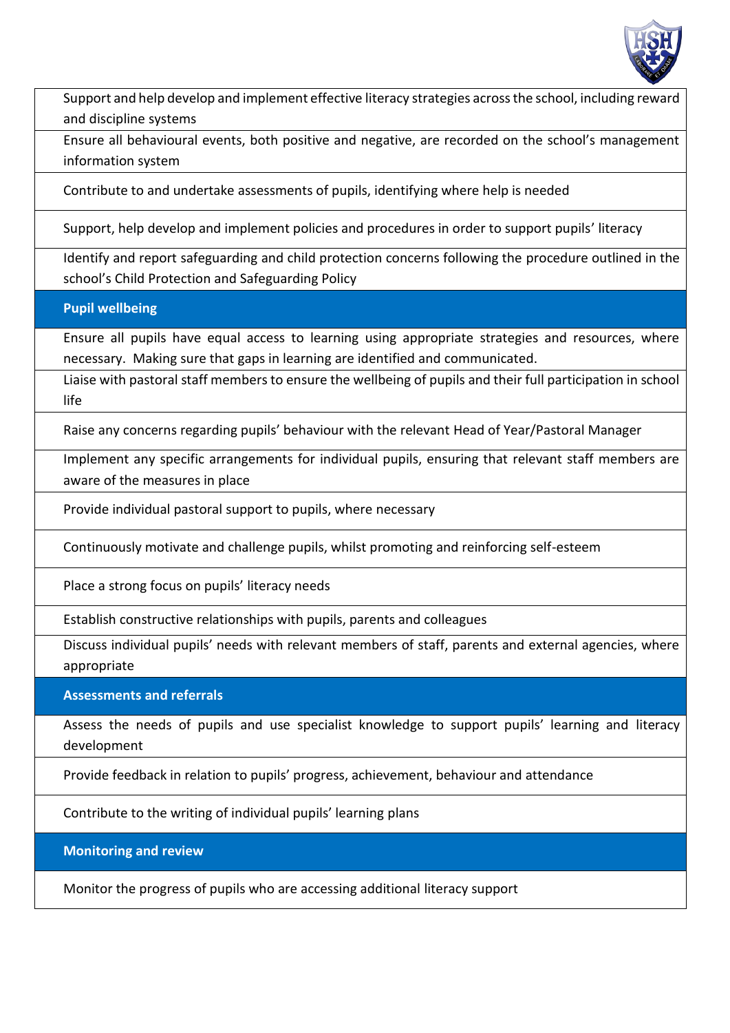Support and help develop and implement effective literacy strategies across the school, including reward and discipline systems

Ensure all behavioural events, both positive and negative, are recorded on the school's management information system

Contribute to and undertake assessments of pupils, identifying where help is needed

Support, help develop and implement policies and procedures in order to support pupils' literacy

Identify and report safeguarding and child protection concerns following the procedure outlined in the school's Child Protection and Safeguarding Policy

**Pupil wellbeing**

Ensure all pupils have equal access to learning using appropriate strategies and resources, where necessary. Making sure that gaps in learning are identified and communicated.

Liaise with pastoral staff members to ensure the wellbeing of pupils and their full participation in school life

Raise any concerns regarding pupils' behaviour with the relevant Head of Year/Pastoral Manager

Implement any specific arrangements for individual pupils, ensuring that relevant staff members are aware of the measures in place

Provide individual pastoral support to pupils, where necessary

Continuously motivate and challenge pupils, whilst promoting and reinforcing self-esteem

Place a strong focus on pupils' literacy needs

Establish constructive relationships with pupils, parents and colleagues

Discuss individual pupils' needs with relevant members of staff, parents and external agencies, where appropriate

**Assessments and referrals**

Assess the needs of pupils and use specialist knowledge to support pupils' learning and literacy development

Provide feedback in relation to pupils' progress, achievement, behaviour and attendance

Contribute to the writing of individual pupils' learning plans

**Monitoring and review**

Monitor the progress of pupils who are accessing additional literacy support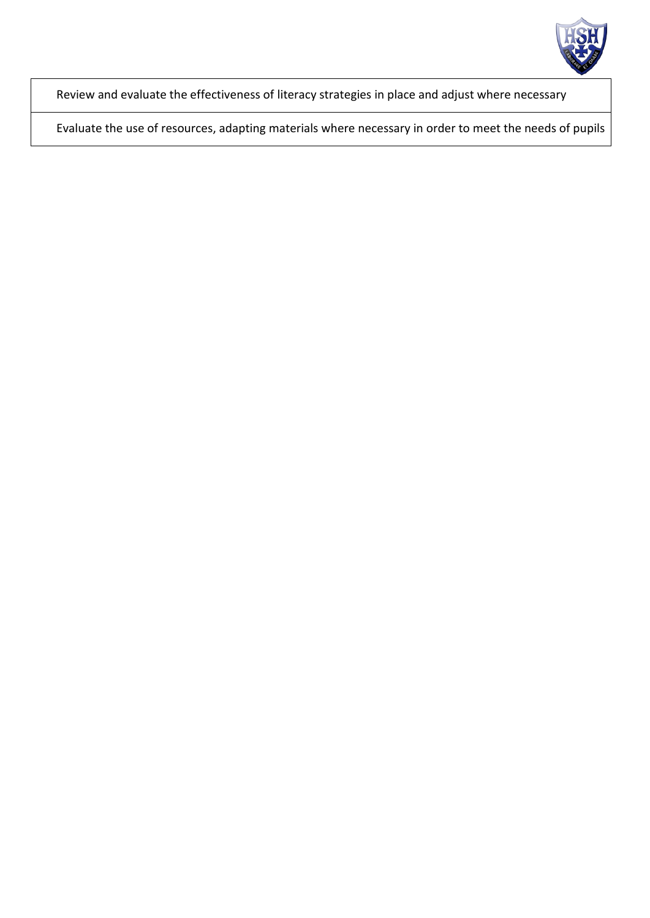| |
|---|
| Review and evaluate the effectiveness of literacy strategies in place and adjust where necessary |
| Evaluate the use of resources, adapting materials where necessary in order to meet the needs of pupils |